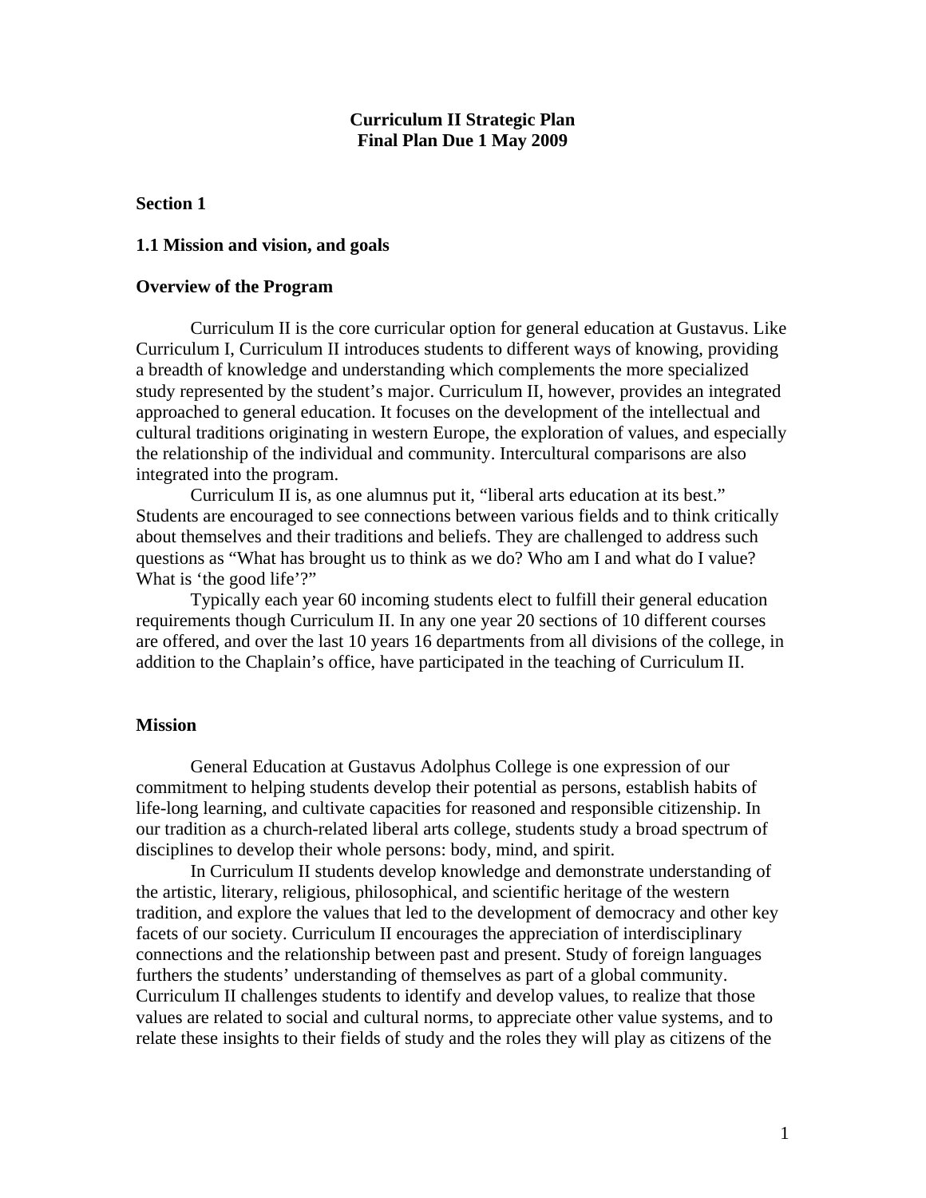# Curriculum II Strategic Plan
# Final Plan Due 1 May 2009

## Section 1

### 1.1 Mission and vision, and goals

### Overview of the Program

Curriculum II is the core curricular option for general education at Gustavus. Like Curriculum I, Curriculum II introduces students to different ways of knowing, providing a breadth of knowledge and understanding which complements the more specialized study represented by the student's major. Curriculum II, however, provides an integrated approached to general education. It focuses on the development of the intellectual and cultural traditions originating in western Europe, the exploration of values, and especially the relationship of the individual and community. Intercultural comparisons are also integrated into the program.

Curriculum II is, as one alumnus put it, "liberal arts education at its best." Students are encouraged to see connections between various fields and to think critically about themselves and their traditions and beliefs. They are challenged to address such questions as "What has brought us to think as we do? Who am I and what do I value? What is 'the good life'?"

Typically each year 60 incoming students elect to fulfill their general education requirements though Curriculum II. In any one year 20 sections of 10 different courses are offered, and over the last 10 years 16 departments from all divisions of the college, in addition to the Chaplain's office, have participated in the teaching of Curriculum II.

### Mission

General Education at Gustavus Adolphus College is one expression of our commitment to helping students develop their potential as persons, establish habits of life-long learning, and cultivate capacities for reasoned and responsible citizenship. In our tradition as a church-related liberal arts college, students study a broad spectrum of disciplines to develop their whole persons: body, mind, and spirit.

In Curriculum II students develop knowledge and demonstrate understanding of the artistic, literary, religious, philosophical, and scientific heritage of the western tradition, and explore the values that led to the development of democracy and other key facets of our society. Curriculum II encourages the appreciation of interdisciplinary connections and the relationship between past and present. Study of foreign languages furthers the students' understanding of themselves as part of a global community. Curriculum II challenges students to identify and develop values, to realize that those values are related to social and cultural norms, to appreciate other value systems, and to relate these insights to their fields of study and the roles they will play as citizens of the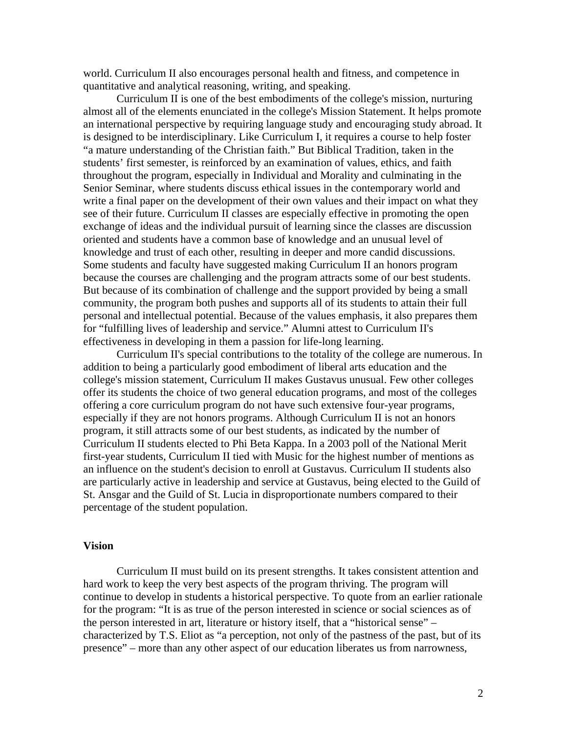world. Curriculum II also encourages personal health and fitness, and competence in quantitative and analytical reasoning, writing, and speaking.

Curriculum II is one of the best embodiments of the college's mission, nurturing almost all of the elements enunciated in the college's Mission Statement. It helps promote an international perspective by requiring language study and encouraging study abroad. It is designed to be interdisciplinary. Like Curriculum I, it requires a course to help foster "a mature understanding of the Christian faith." But Biblical Tradition, taken in the students' first semester, is reinforced by an examination of values, ethics, and faith throughout the program, especially in Individual and Morality and culminating in the Senior Seminar, where students discuss ethical issues in the contemporary world and write a final paper on the development of their own values and their impact on what they see of their future. Curriculum II classes are especially effective in promoting the open exchange of ideas and the individual pursuit of learning since the classes are discussion oriented and students have a common base of knowledge and an unusual level of knowledge and trust of each other, resulting in deeper and more candid discussions. Some students and faculty have suggested making Curriculum II an honors program because the courses are challenging and the program attracts some of our best students. But because of its combination of challenge and the support provided by being a small community, the program both pushes and supports all of its students to attain their full personal and intellectual potential. Because of the values emphasis, it also prepares them for "fulfilling lives of leadership and service." Alumni attest to Curriculum II's effectiveness in developing in them a passion for life-long learning.

Curriculum II's special contributions to the totality of the college are numerous. In addition to being a particularly good embodiment of liberal arts education and the college's mission statement, Curriculum II makes Gustavus unusual. Few other colleges offer its students the choice of two general education programs, and most of the colleges offering a core curriculum program do not have such extensive four-year programs, especially if they are not honors programs. Although Curriculum II is not an honors program, it still attracts some of our best students, as indicated by the number of Curriculum II students elected to Phi Beta Kappa. In a 2003 poll of the National Merit first-year students, Curriculum II tied with Music for the highest number of mentions as an influence on the student's decision to enroll at Gustavus. Curriculum II students also are particularly active in leadership and service at Gustavus, being elected to the Guild of St. Ansgar and the Guild of St. Lucia in disproportionate numbers compared to their percentage of the student population.

**Vision**

Curriculum II must build on its present strengths. It takes consistent attention and hard work to keep the very best aspects of the program thriving. The program will continue to develop in students a historical perspective. To quote from an earlier rationale for the program: "It is as true of the person interested in science or social sciences as of the person interested in art, literature or history itself, that a "historical sense" – characterized by T.S. Eliot as "a perception, not only of the pastness of the past, but of its presence" – more than any other aspect of our education liberates us from narrowness,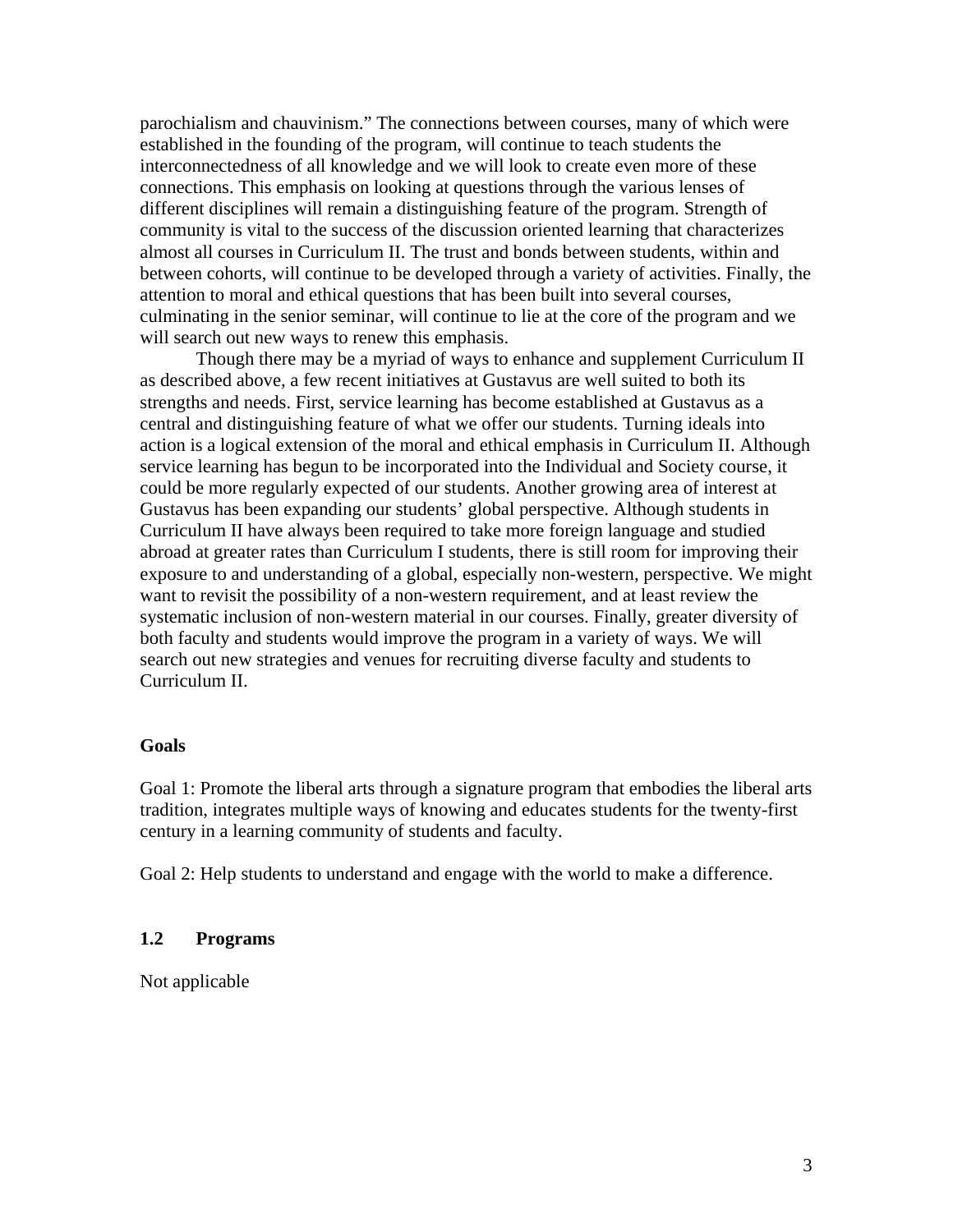parochialism and chauvinism." The connections between courses, many of which were established in the founding of the program, will continue to teach students the interconnectedness of all knowledge and we will look to create even more of these connections. This emphasis on looking at questions through the various lenses of different disciplines will remain a distinguishing feature of the program. Strength of community is vital to the success of the discussion oriented learning that characterizes almost all courses in Curriculum II. The trust and bonds between students, within and between cohorts, will continue to be developed through a variety of activities. Finally, the attention to moral and ethical questions that has been built into several courses, culminating in the senior seminar, will continue to lie at the core of the program and we will search out new ways to renew this emphasis.

Though there may be a myriad of ways to enhance and supplement Curriculum II as described above, a few recent initiatives at Gustavus are well suited to both its strengths and needs. First, service learning has become established at Gustavus as a central and distinguishing feature of what we offer our students. Turning ideals into action is a logical extension of the moral and ethical emphasis in Curriculum II. Although service learning has begun to be incorporated into the Individual and Society course, it could be more regularly expected of our students. Another growing area of interest at Gustavus has been expanding our students' global perspective. Although students in Curriculum II have always been required to take more foreign language and studied abroad at greater rates than Curriculum I students, there is still room for improving their exposure to and understanding of a global, especially non-western, perspective. We might want to revisit the possibility of a non-western requirement, and at least review the systematic inclusion of non-western material in our courses. Finally, greater diversity of both faculty and students would improve the program in a variety of ways. We will search out new strategies and venues for recruiting diverse faculty and students to Curriculum II.

**Goals**

Goal 1: Promote the liberal arts through a signature program that embodies the liberal arts tradition, integrates multiple ways of knowing and educates students for the twenty-first century in a learning community of students and faculty.

Goal 2: Help students to understand and engage with the world to make a difference.

### 1.2 Programs

Not applicable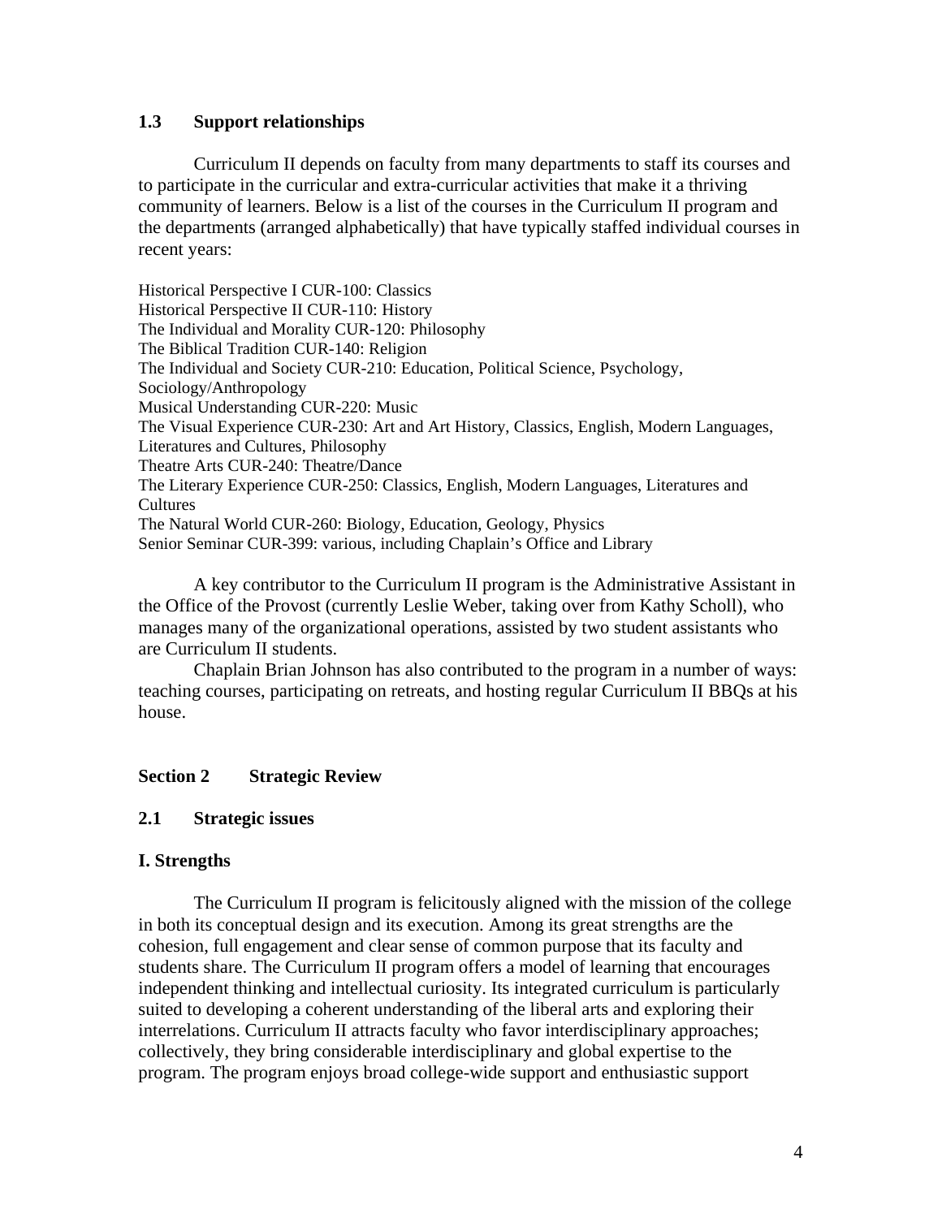### 1.3 Support relationships

Curriculum II depends on faculty from many departments to staff its courses and to participate in the curricular and extra-curricular activities that make it a thriving community of learners. Below is a list of the courses in the Curriculum II program and the departments (arranged alphabetically) that have typically staffed individual courses in recent years:

Historical Perspective I CUR-100: Classics
Historical Perspective II CUR-110: History
The Individual and Morality CUR-120: Philosophy
The Biblical Tradition CUR-140: Religion
The Individual and Society CUR-210: Education, Political Science, Psychology, Sociology/Anthropology
Musical Understanding CUR-220: Music
The Visual Experience CUR-230: Art and Art History, Classics, English, Modern Languages, Literatures and Cultures, Philosophy
Theatre Arts CUR-240: Theatre/Dance
The Literary Experience CUR-250: Classics, English, Modern Languages, Literatures and Cultures
The Natural World CUR-260: Biology, Education, Geology, Physics
Senior Seminar CUR-399: various, including Chaplain's Office and Library

A key contributor to the Curriculum II program is the Administrative Assistant in the Office of the Provost (currently Leslie Weber, taking over from Kathy Scholl), who manages many of the organizational operations, assisted by two student assistants who are Curriculum II students.

Chaplain Brian Johnson has also contributed to the program in a number of ways: teaching courses, participating on retreats, and hosting regular Curriculum II BBQs at his house.

## Section 2 Strategic Review

### 2.1 Strategic issues

### I. Strengths

The Curriculum II program is felicitously aligned with the mission of the college in both its conceptual design and its execution. Among its great strengths are the cohesion, full engagement and clear sense of common purpose that its faculty and students share. The Curriculum II program offers a model of learning that encourages independent thinking and intellectual curiosity. Its integrated curriculum is particularly suited to developing a coherent understanding of the liberal arts and exploring their interrelations. Curriculum II attracts faculty who favor interdisciplinary approaches; collectively, they bring considerable interdisciplinary and global expertise to the program. The program enjoys broad college-wide support and enthusiastic support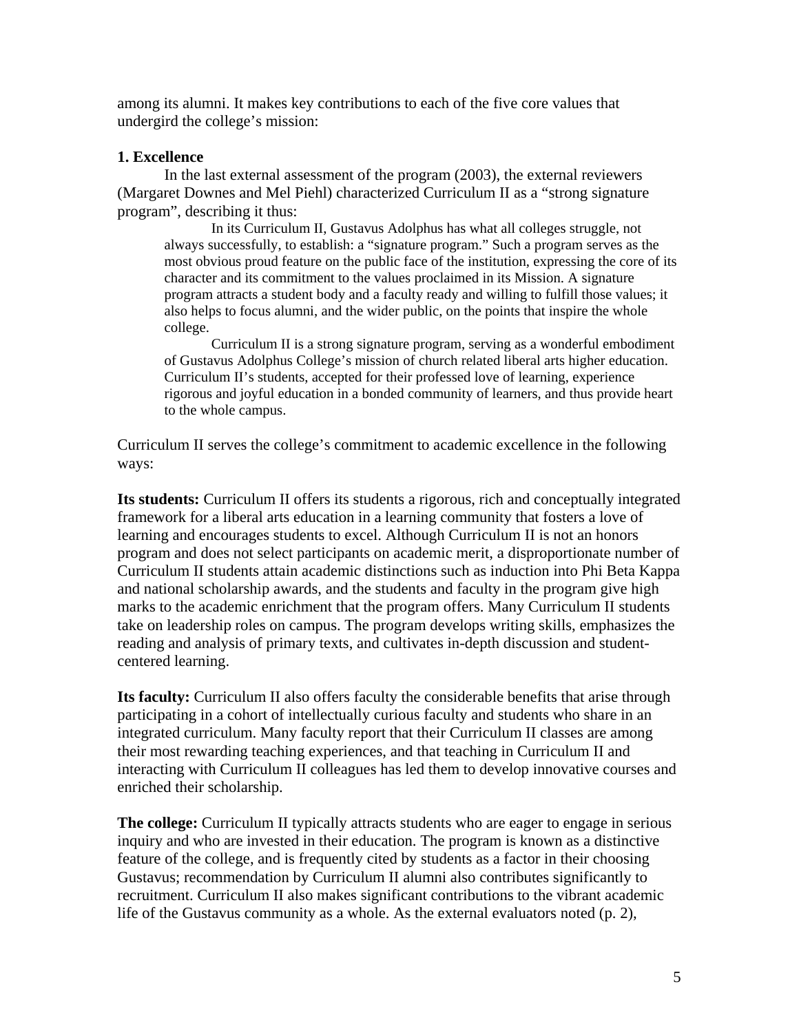among its alumni. It makes key contributions to each of the five core values that undergird the college's mission:

**1. Excellence**

In the last external assessment of the program (2003), the external reviewers (Margaret Downes and Mel Piehl) characterized Curriculum II as a "strong signature program", describing it thus:

> In its Curriculum II, Gustavus Adolphus has what all colleges struggle, not always successfully, to establish: a "signature program." Such a program serves as the most obvious proud feature on the public face of the institution, expressing the core of its character and its commitment to the values proclaimed in its Mission. A signature program attracts a student body and a faculty ready and willing to fulfill those values; it also helps to focus alumni, and the wider public, on the points that inspire the whole college.
>
> Curriculum II is a strong signature program, serving as a wonderful embodiment of Gustavus Adolphus College's mission of church related liberal arts higher education. Curriculum II's students, accepted for their professed love of learning, experience rigorous and joyful education in a bonded community of learners, and thus provide heart to the whole campus.

Curriculum II serves the college's commitment to academic excellence in the following ways:

**Its students:** Curriculum II offers its students a rigorous, rich and conceptually integrated framework for a liberal arts education in a learning community that fosters a love of learning and encourages students to excel. Although Curriculum II is not an honors program and does not select participants on academic merit, a disproportionate number of Curriculum II students attain academic distinctions such as induction into Phi Beta Kappa and national scholarship awards, and the students and faculty in the program give high marks to the academic enrichment that the program offers. Many Curriculum II students take on leadership roles on campus. The program develops writing skills, emphasizes the reading and analysis of primary texts, and cultivates in-depth discussion and student-centered learning.

**Its faculty:** Curriculum II also offers faculty the considerable benefits that arise through participating in a cohort of intellectually curious faculty and students who share in an integrated curriculum. Many faculty report that their Curriculum II classes are among their most rewarding teaching experiences, and that teaching in Curriculum II and interacting with Curriculum II colleagues has led them to develop innovative courses and enriched their scholarship.

**The college:** Curriculum II typically attracts students who are eager to engage in serious inquiry and who are invested in their education. The program is known as a distinctive feature of the college, and is frequently cited by students as a factor in their choosing Gustavus; recommendation by Curriculum II alumni also contributes significantly to recruitment. Curriculum II also makes significant contributions to the vibrant academic life of the Gustavus community as a whole. As the external evaluators noted (p. 2),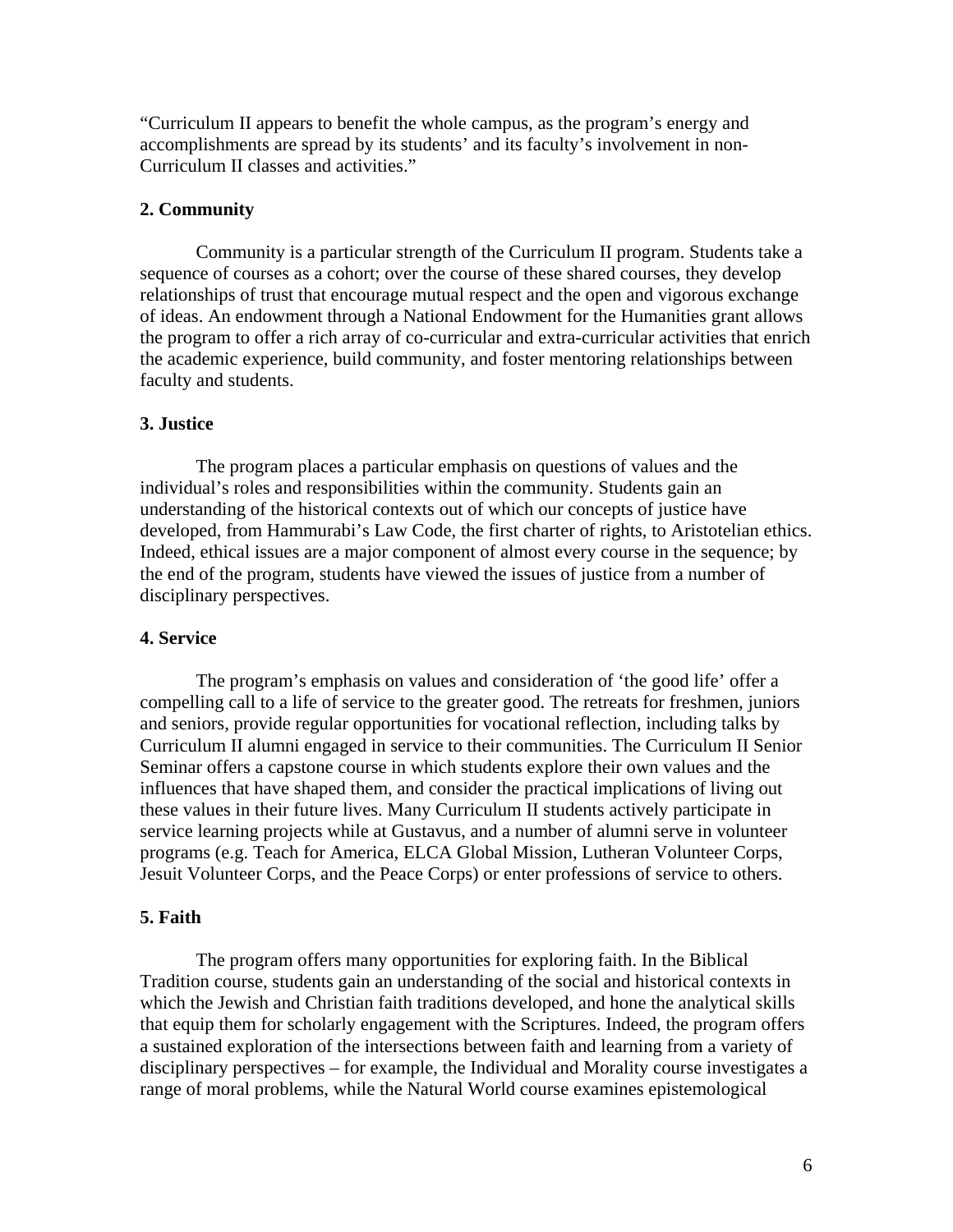"Curriculum II appears to benefit the whole campus, as the program's energy and accomplishments are spread by its students' and its faculty's involvement in non-Curriculum II classes and activities."

**2. Community**

Community is a particular strength of the Curriculum II program. Students take a sequence of courses as a cohort; over the course of these shared courses, they develop relationships of trust that encourage mutual respect and the open and vigorous exchange of ideas. An endowment through a National Endowment for the Humanities grant allows the program to offer a rich array of co-curricular and extra-curricular activities that enrich the academic experience, build community, and foster mentoring relationships between faculty and students.

**3. Justice**

The program places a particular emphasis on questions of values and the individual's roles and responsibilities within the community. Students gain an understanding of the historical contexts out of which our concepts of justice have developed, from Hammurabi's Law Code, the first charter of rights, to Aristotelian ethics. Indeed, ethical issues are a major component of almost every course in the sequence; by the end of the program, students have viewed the issues of justice from a number of disciplinary perspectives.

**4. Service**

The program's emphasis on values and consideration of 'the good life' offer a compelling call to a life of service to the greater good. The retreats for freshmen, juniors and seniors, provide regular opportunities for vocational reflection, including talks by Curriculum II alumni engaged in service to their communities. The Curriculum II Senior Seminar offers a capstone course in which students explore their own values and the influences that have shaped them, and consider the practical implications of living out these values in their future lives. Many Curriculum II students actively participate in service learning projects while at Gustavus, and a number of alumni serve in volunteer programs (e.g. Teach for America, ELCA Global Mission, Lutheran Volunteer Corps, Jesuit Volunteer Corps, and the Peace Corps) or enter professions of service to others.

**5. Faith**

The program offers many opportunities for exploring faith. In the Biblical Tradition course, students gain an understanding of the social and historical contexts in which the Jewish and Christian faith traditions developed, and hone the analytical skills that equip them for scholarly engagement with the Scriptures. Indeed, the program offers a sustained exploration of the intersections between faith and learning from a variety of disciplinary perspectives – for example, the Individual and Morality course investigates a range of moral problems, while the Natural World course examines epistemological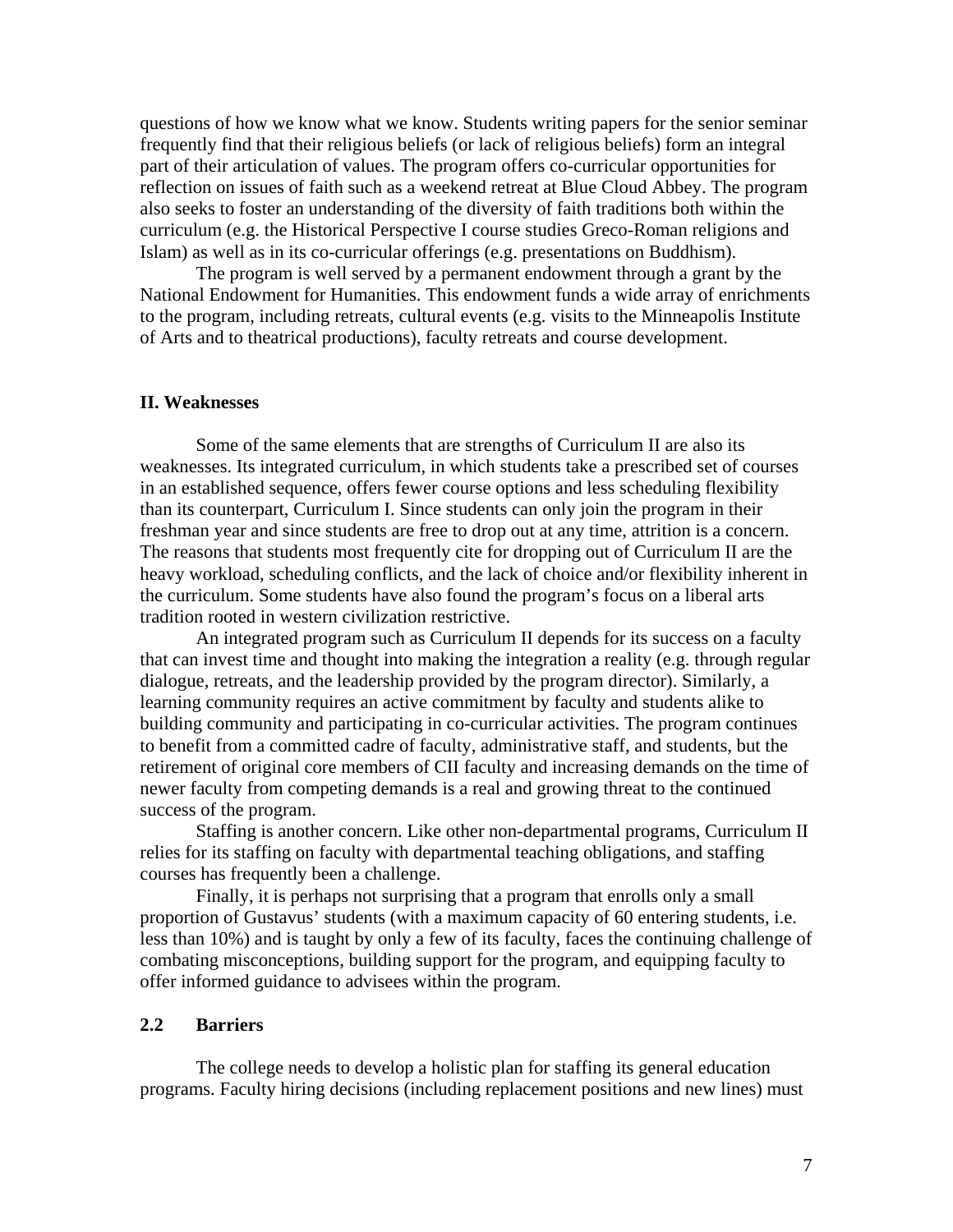questions of how we know what we know. Students writing papers for the senior seminar frequently find that their religious beliefs (or lack of religious beliefs) form an integral part of their articulation of values. The program offers co-curricular opportunities for reflection on issues of faith such as a weekend retreat at Blue Cloud Abbey. The program also seeks to foster an understanding of the diversity of faith traditions both within the curriculum (e.g. the Historical Perspective I course studies Greco-Roman religions and Islam) as well as in its co-curricular offerings (e.g. presentations on Buddhism).

The program is well served by a permanent endowment through a grant by the National Endowment for Humanities. This endowment funds a wide array of enrichments to the program, including retreats, cultural events (e.g. visits to the Minneapolis Institute of Arts and to theatrical productions), faculty retreats and course development.

**II. Weaknesses**

Some of the same elements that are strengths of Curriculum II are also its weaknesses. Its integrated curriculum, in which students take a prescribed set of courses in an established sequence, offers fewer course options and less scheduling flexibility than its counterpart, Curriculum I. Since students can only join the program in their freshman year and since students are free to drop out at any time, attrition is a concern. The reasons that students most frequently cite for dropping out of Curriculum II are the heavy workload, scheduling conflicts, and the lack of choice and/or flexibility inherent in the curriculum. Some students have also found the program's focus on a liberal arts tradition rooted in western civilization restrictive.

An integrated program such as Curriculum II depends for its success on a faculty that can invest time and thought into making the integration a reality (e.g. through regular dialogue, retreats, and the leadership provided by the program director). Similarly, a learning community requires an active commitment by faculty and students alike to building community and participating in co-curricular activities. The program continues to benefit from a committed cadre of faculty, administrative staff, and students, but the retirement of original core members of CII faculty and increasing demands on the time of newer faculty from competing demands is a real and growing threat to the continued success of the program.

Staffing is another concern. Like other non-departmental programs, Curriculum II relies for its staffing on faculty with departmental teaching obligations, and staffing courses has frequently been a challenge.

Finally, it is perhaps not surprising that a program that enrolls only a small proportion of Gustavus' students (with a maximum capacity of 60 entering students, i.e. less than 10%) and is taught by only a few of its faculty, faces the continuing challenge of combating misconceptions, building support for the program, and equipping faculty to offer informed guidance to advisees within the program.

## 2.2 Barriers

The college needs to develop a holistic plan for staffing its general education programs. Faculty hiring decisions (including replacement positions and new lines) must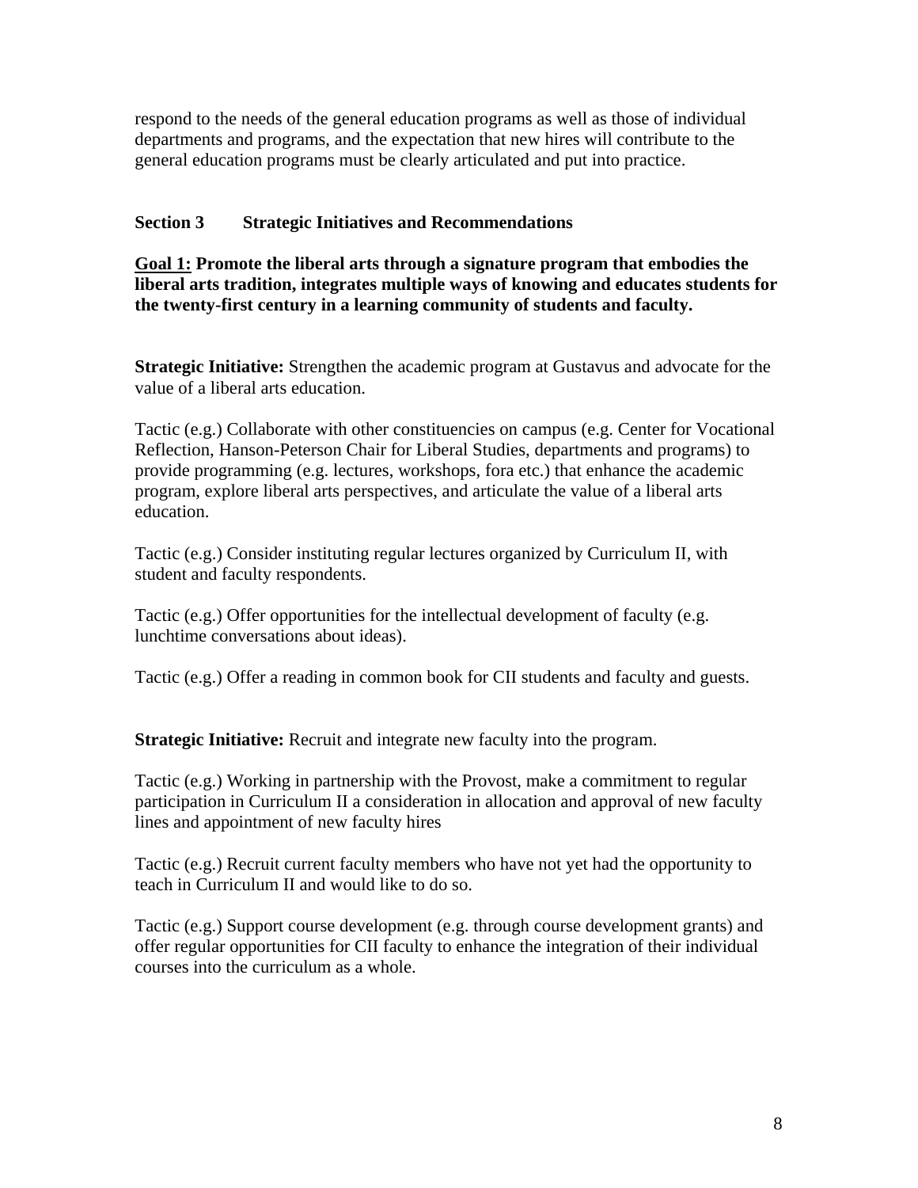respond to the needs of the general education programs as well as those of individual departments and programs, and the expectation that new hires will contribute to the general education programs must be clearly articulated and put into practice.

## Section 3 Strategic Initiatives and Recommendations

**<u>Goal 1:</u> Promote the liberal arts through a signature program that embodies the liberal arts tradition, integrates multiple ways of knowing and educates students for the twenty-first century in a learning community of students and faculty.**

**Strategic Initiative:** Strengthen the academic program at Gustavus and advocate for the value of a liberal arts education.

Tactic (e.g.) Collaborate with other constituencies on campus (e.g. Center for Vocational Reflection, Hanson-Peterson Chair for Liberal Studies, departments and programs) to provide programming (e.g. lectures, workshops, fora etc.) that enhance the academic program, explore liberal arts perspectives, and articulate the value of a liberal arts education.

Tactic (e.g.) Consider instituting regular lectures organized by Curriculum II, with student and faculty respondents.

Tactic (e.g.) Offer opportunities for the intellectual development of faculty (e.g. lunchtime conversations about ideas).

Tactic (e.g.) Offer a reading in common book for CII students and faculty and guests.

**Strategic Initiative:** Recruit and integrate new faculty into the program.

Tactic (e.g.) Working in partnership with the Provost, make a commitment to regular participation in Curriculum II a consideration in allocation and approval of new faculty lines and appointment of new faculty hires

Tactic (e.g.) Recruit current faculty members who have not yet had the opportunity to teach in Curriculum II and would like to do so.

Tactic (e.g.) Support course development (e.g. through course development grants) and offer regular opportunities for CII faculty to enhance the integration of their individual courses into the curriculum as a whole.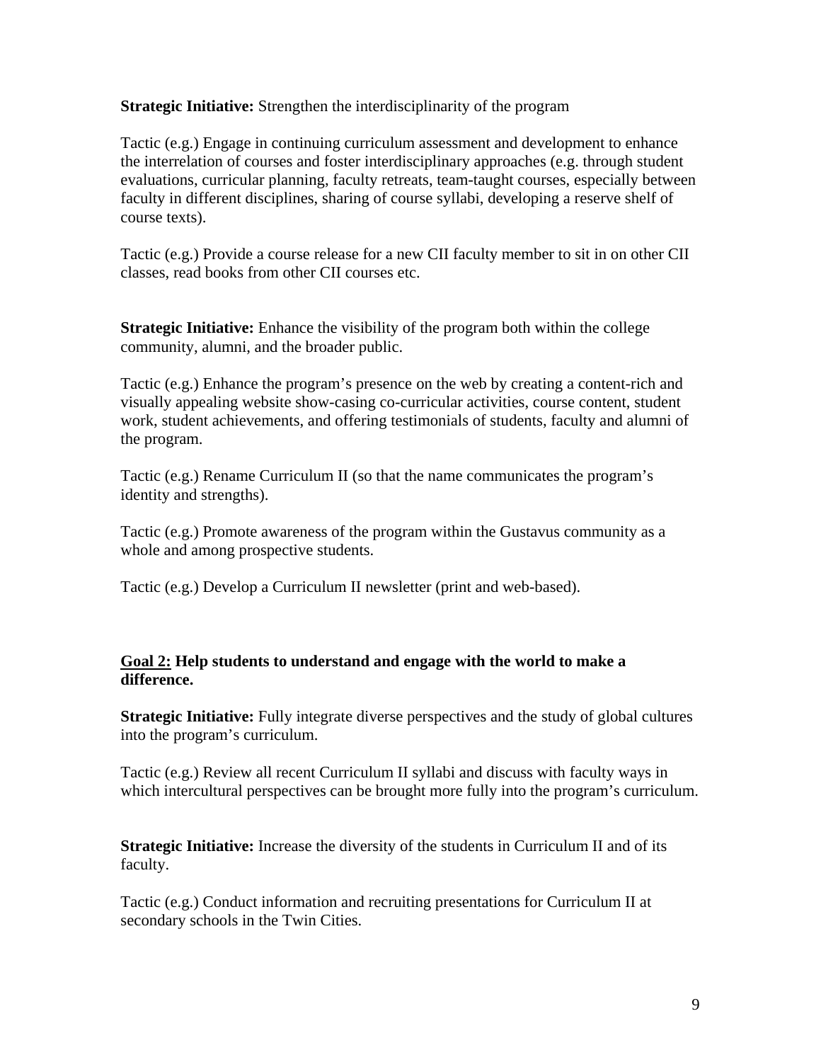**Strategic Initiative:** Strengthen the interdisciplinarity of the program

Tactic (e.g.) Engage in continuing curriculum assessment and development to enhance the interrelation of courses and foster interdisciplinary approaches (e.g. through student evaluations, curricular planning, faculty retreats, team-taught courses, especially between faculty in different disciplines, sharing of course syllabi, developing a reserve shelf of course texts).

Tactic (e.g.) Provide a course release for a new CII faculty member to sit in on other CII classes, read books from other CII courses etc.

**Strategic Initiative:** Enhance the visibility of the program both within the college community, alumni, and the broader public.

Tactic (e.g.) Enhance the program's presence on the web by creating a content-rich and visually appealing website show-casing co-curricular activities, course content, student work, student achievements, and offering testimonials of students, faculty and alumni of the program.

Tactic (e.g.) Rename Curriculum II (so that the name communicates the program's identity and strengths).

Tactic (e.g.) Promote awareness of the program within the Gustavus community as a whole and among prospective students.

Tactic (e.g.) Develop a Curriculum II newsletter (print and web-based).

**<u>Goal 2:</u> Help students to understand and engage with the world to make a difference.**

**Strategic Initiative:** Fully integrate diverse perspectives and the study of global cultures into the program's curriculum.

Tactic (e.g.) Review all recent Curriculum II syllabi and discuss with faculty ways in which intercultural perspectives can be brought more fully into the program's curriculum.

**Strategic Initiative:** Increase the diversity of the students in Curriculum II and of its faculty.

Tactic (e.g.) Conduct information and recruiting presentations for Curriculum II at secondary schools in the Twin Cities.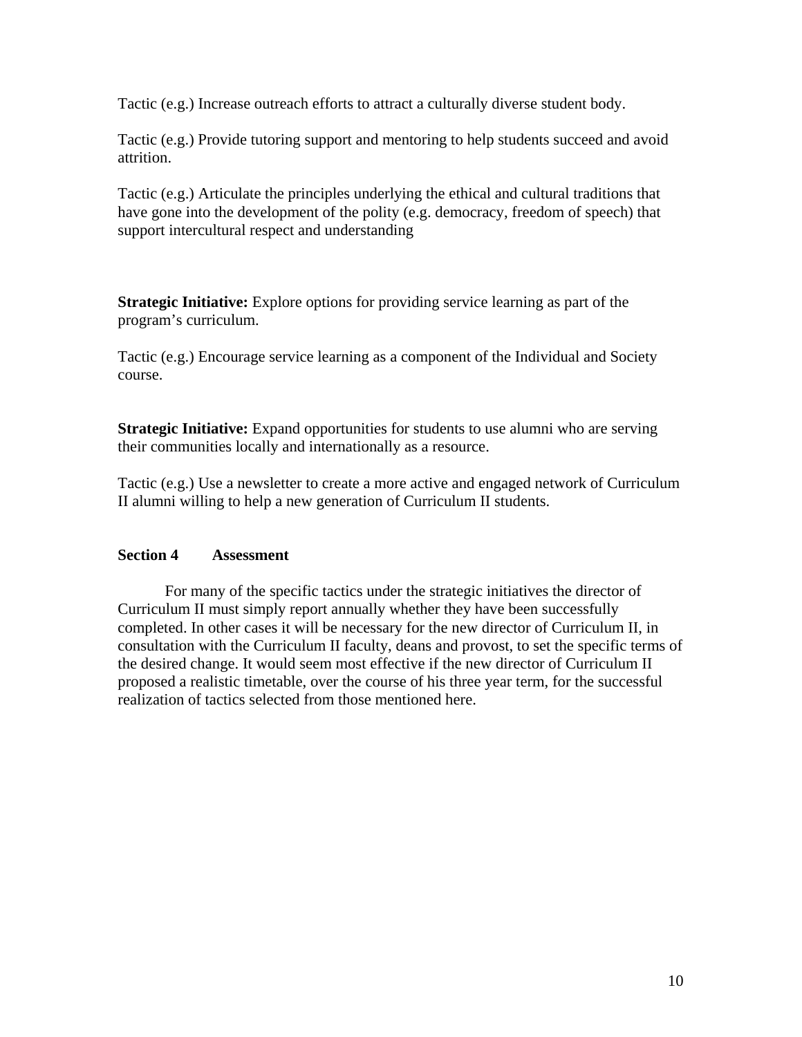Tactic (e.g.) Increase outreach efforts to attract a culturally diverse student body.

Tactic (e.g.) Provide tutoring support and mentoring to help students succeed and avoid attrition.

Tactic (e.g.) Articulate the principles underlying the ethical and cultural traditions that have gone into the development of the polity (e.g. democracy, freedom of speech) that support intercultural respect and understanding

**Strategic Initiative:** Explore options for providing service learning as part of the program's curriculum.

Tactic (e.g.) Encourage service learning as a component of the Individual and Society course.

**Strategic Initiative:** Expand opportunities for students to use alumni who are serving their communities locally and internationally as a resource.

Tactic (e.g.) Use a newsletter to create a more active and engaged network of Curriculum II alumni willing to help a new generation of Curriculum II students.

## Section 4 Assessment

For many of the specific tactics under the strategic initiatives the director of Curriculum II must simply report annually whether they have been successfully completed. In other cases it will be necessary for the new director of Curriculum II, in consultation with the Curriculum II faculty, deans and provost, to set the specific terms of the desired change. It would seem most effective if the new director of Curriculum II proposed a realistic timetable, over the course of his three year term, for the successful realization of tactics selected from those mentioned here.